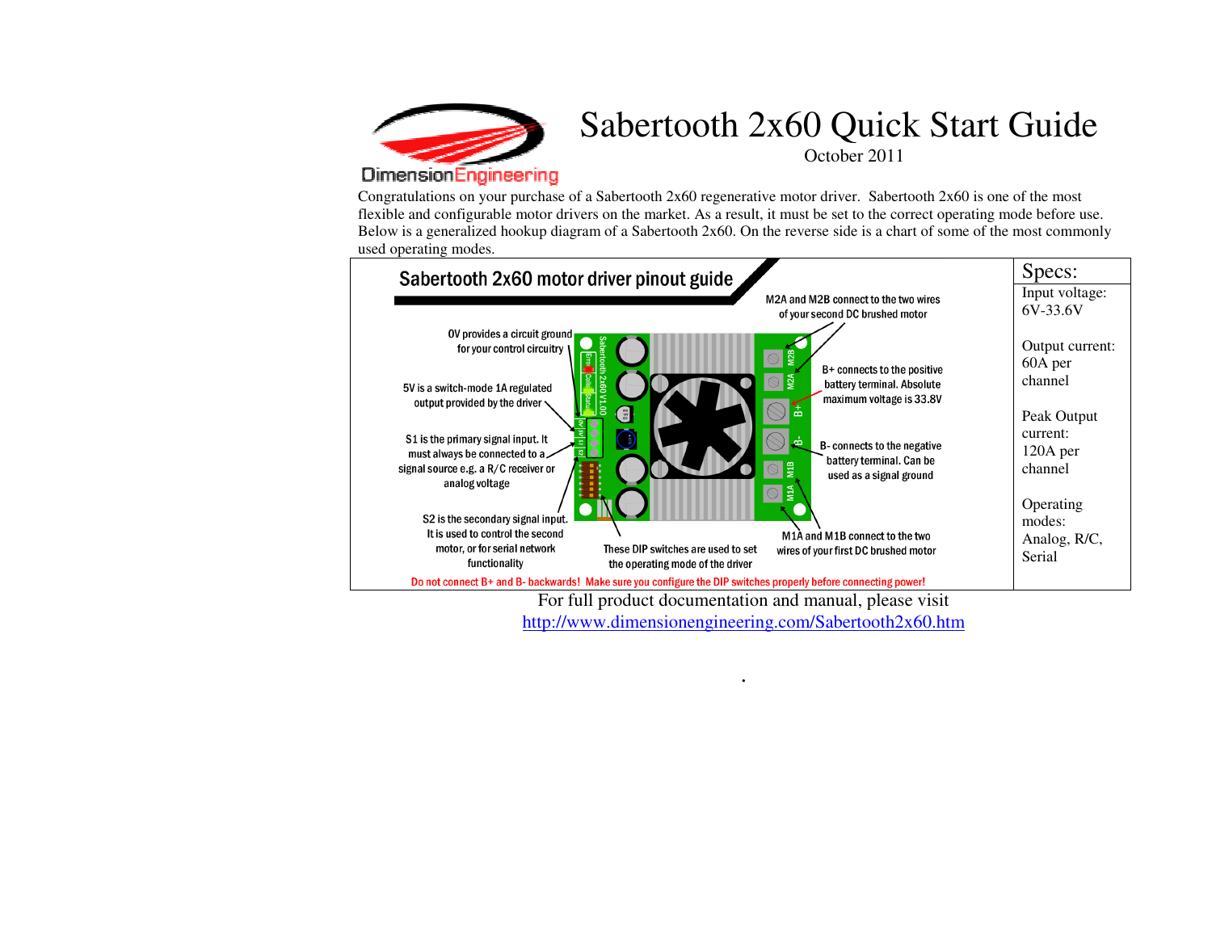DimensionEngineering

# Sabertooth 2x60 Quick Start Guide

October 2011

Congratulations on your purchase of a Sabertooth 2x60 regenerative motor driver. Sabertooth 2x60 is one of the most flexible and configurable motor drivers on the market. As a result, it must be set to the correct operating mode before use. Below is a generalized hookup diagram of a Sabertooth 2x60. On the reverse side is a chart of some of the most commonly used operating modes.

## Sabertooth 2x60 motor driver pinout guide

- 0V provides a circuit ground for your control circuitry
- 5V is a switch-mode 1A regulated output provided by the driver
- S1 is the primary signal input. It must always be connected to a signal source e.g. a R/C receiver or analog voltage
- S2 is the secondary signal input. It is used to control the second motor, or for serial network functionality
- These DIP switches are used to set the operating mode of the driver
- M2A and M2B connect to the two wires of your second DC brushed motor
- B+ connects to the positive battery terminal. Absolute maximum voltage is 33.8V
- B- connects to the negative battery terminal. Can be used as a signal ground
- M1A and M1B connect to the two wires of your first DC brushed motor

Do not connect B+ and B- backwards! Make sure you configure the DIP switches properly before connecting power!

## Specs:

Input voltage: 6V-33.6V

Output current: 60A per channel

Peak Output current: 120A per channel

Operating modes: Analog, R/C, Serial

For full product documentation and manual, please visit http://www.dimensionengineering.com/Sabertooth2x60.htm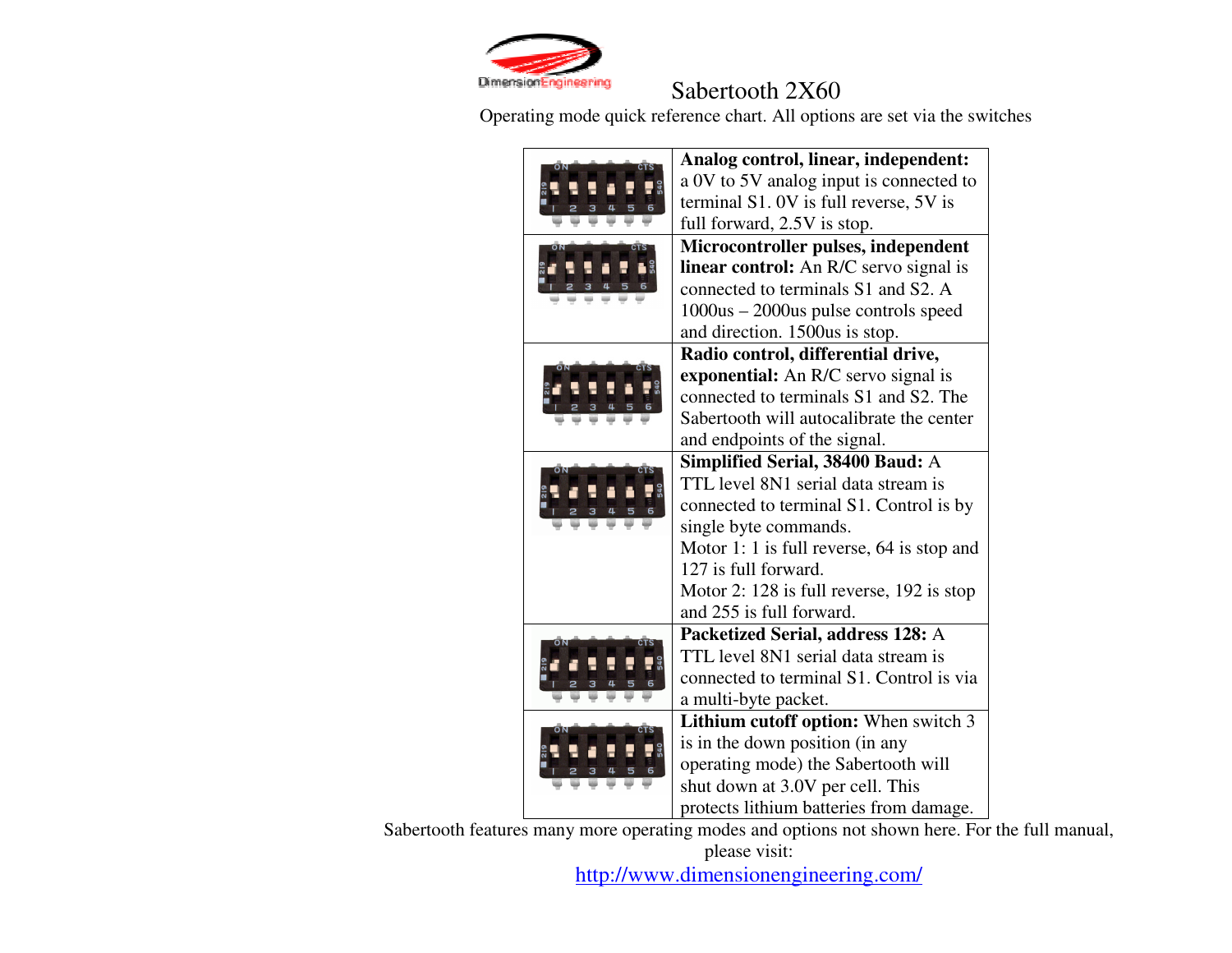Sabertooth 2X60

Operating mode quick reference chart. All options are set via the switches

| | |
|---|---|
| | **Analog control, linear, independent:** a 0V to 5V analog input is connected to terminal S1. 0V is full reverse, 5V is full forward, 2.5V is stop. |
| | **Microcontroller pulses, independent linear control:** An R/C servo signal is connected to terminals S1 and S2. A 1000us – 2000us pulse controls speed and direction. 1500us is stop. |
| | **Radio control, differential drive, exponential:** An R/C servo signal is connected to terminals S1 and S2. The Sabertooth will autocalibrate the center and endpoints of the signal. |
| | **Simplified Serial, 38400 Baud:** A TTL level 8N1 serial data stream is connected to terminal S1. Control is by single byte commands. Motor 1: 1 is full reverse, 64 is stop and 127 is full forward. Motor 2: 128 is full reverse, 192 is stop and 255 is full forward. |
| | **Packetized Serial, address 128:** A TTL level 8N1 serial data stream is connected to terminal S1. Control is via a multi-byte packet. |
| | **Lithium cutoff option:** When switch 3 is in the down position (in any operating mode) the Sabertooth will shut down at 3.0V per cell. This protects lithium batteries from damage. |

Sabertooth features many more operating modes and options not shown here. For the full manual, please visit:

http://www.dimensionengineering.com/